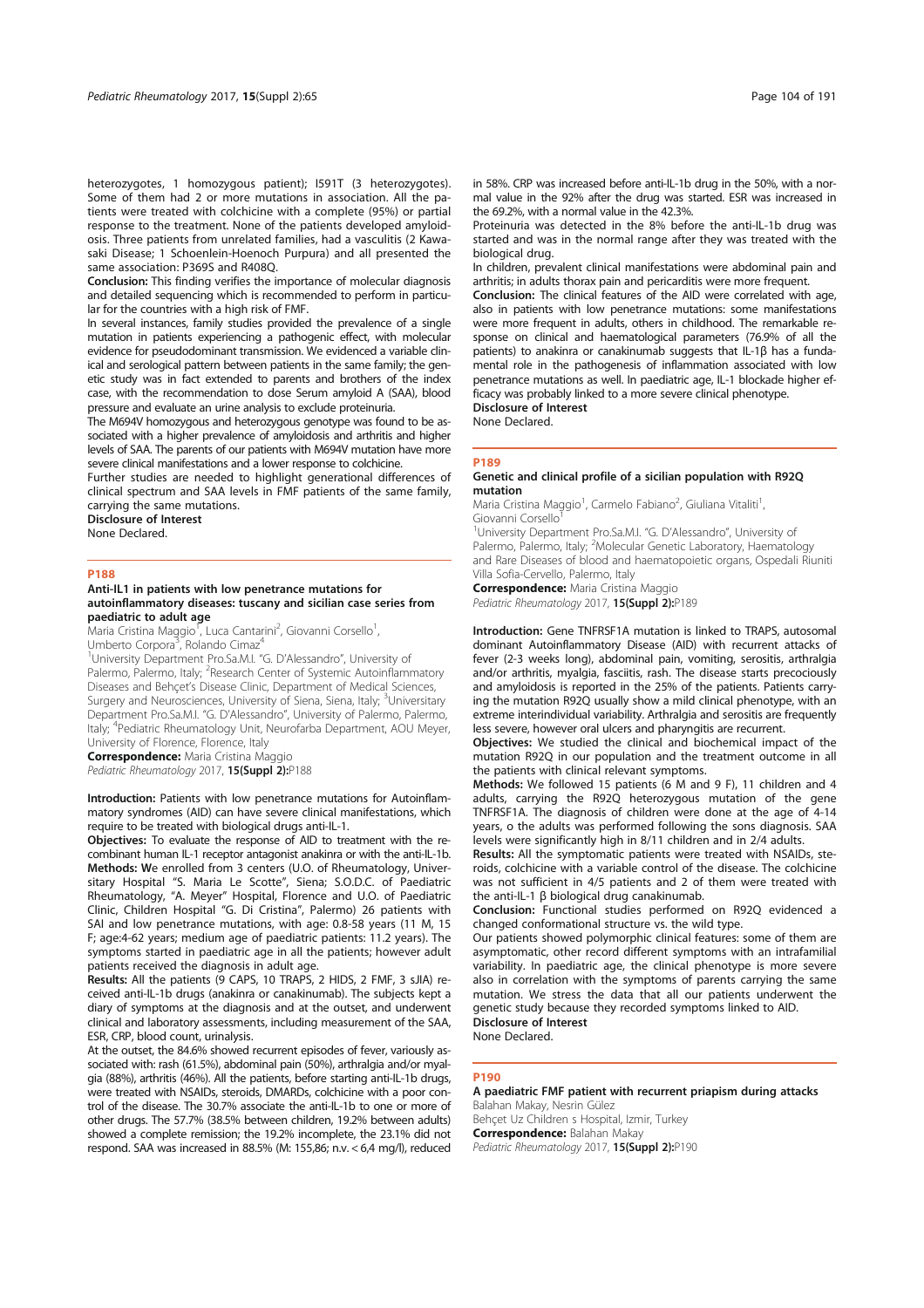heterozygotes, 1 homozygous patient); I591T (3 heterozygotes). Some of them had 2 or more mutations in association. All the patients were treated with colchicine with a complete (95%) or partial response to the treatment. None of the patients developed amyloidosis. Three patients from unrelated families, had a vasculitis (2 Kawasaki Disease; 1 Schoenlein-Hoenoch Purpura) and all presented the same association: P369S and R408Q.

**Conclusion:** This finding verifies the importance of molecular diagnosis and detailed sequencing which is recommended to perform in particular for the countries with a high risk of FMF.

In several instances, family studies provided the prevalence of a single mutation in patients experiencing a pathogenic effect, with molecular evidence for pseudodominant transmission. We evidenced a variable clinical and serological pattern between patients in the same family; the genetic study was in fact extended to parents and brothers of the index case, with the recommendation to dose Serum amyloid A (SAA), blood pressure and evaluate an urine analysis to exclude proteinuria.

The M694V homozygous and heterozygous genotype was found to be associated with a higher prevalence of amyloidosis and arthritis and higher levels of SAA. The parents of our patients with M694V mutation have more severe clinical manifestations and a lower response to colchicine.

Further studies are needed to highlight generational differences of clinical spectrum and SAA levels in FMF patients of the same family, carrying the same mutations.

**Disclosure of Interest**

None Declared.

## P188

### Anti-IL1 in patients with low penetrance mutations for autoinflammatory diseases: tuscany and sicilian case series from paediatric to adult age

Maria Cristina Maggio[1], Luca Cantarini[2], Giovanni Corsello[1], Umberto Corpora[3], Rolando Cimaz[4]

[1]University Department Pro.Sa.M.I. "G. D'Alessandro", University of Palermo, Palermo, Italy; [2]Research Center of Systemic Autoinflammatory Diseases and Behçet's Disease Clinic, Department of Medical Sciences, Surgery and Neurosciences, University of Siena, Siena, Italy; [3]Universitary Department Pro.Sa.M.I. "G. D'Alessandro", University of Palermo, Palermo, Italy; [4]Pediatric Rheumatology Unit, Neurofarba Department, AOU Meyer, University of Florence, Florence, Italy

**Correspondence:** Maria Cristina Maggio

*Pediatric Rheumatology* 2017, **15(Suppl 2):**P188

**Introduction:** Patients with low penetrance mutations for Autoinflammatory syndromes (AID) can have severe clinical manifestations, which require to be treated with biological drugs anti-IL-1.

**Objectives:** To evaluate the response of AID to treatment with the recombinant human IL-1 receptor antagonist anakinra or with the anti-IL-1b.

**Methods:** We enrolled from 3 centers (U.O. of Rheumatology, Universitary Hospital "S. Maria Le Scotte", Siena; S.O.D.C. of Paediatric Rheumatology, "A. Meyer" Hospital, Florence and U.O. of Paediatric Clinic, Children Hospital "G. Di Cristina", Palermo) 26 patients with SAI and low penetrance mutations, with age: 0.8-58 years (11 M, 15 F; age:4-62 years; medium age of paediatric patients: 11.2 years). The symptoms started in paediatric age in all the patients; however adult patients received the diagnosis in adult age.

**Results:** All the patients (9 CAPS, 10 TRAPS, 2 HIDS, 2 FMF, 3 sJIA) received anti-IL-1b drugs (anakinra or canakinumab). The subjects kept a diary of symptoms at the diagnosis and at the outset, and underwent clinical and laboratory assessments, including measurement of the SAA, ESR, CRP, blood count, urinalysis.

At the outset, the 84.6% showed recurrent episodes of fever, variously associated with: rash (61.5%), abdominal pain (50%), arthralgia and/or myalgia (88%), arthritis (46%). All the patients, before starting anti-IL-1b drugs, were treated with NSAIDs, steroids, DMARDs, colchicine with a poor control of the disease. The 30.7% associate the anti-IL-1b to one or more of other drugs. The 57.7% (38.5% between children, 19.2% between adults) showed a complete remission; the 19.2% incomplete, the 23.1% did not respond. SAA was increased in 88.5% (M: 155,86; n.v. < 6,4 mg/l), reduced in 58%. CRP was increased before anti-IL-1b drug in the 50%, with a normal value in the 92% after the drug was started. ESR was increased in the 69.2%, with a normal value in the 42.3%.

Proteinuria was detected in the 8% before the anti-IL-1b drug was started and was in the normal range after they was treated with the biological drug.

In children, prevalent clinical manifestations were abdominal pain and arthritis; in adults thorax pain and pericarditis were more frequent.

**Conclusion:** The clinical features of the AID were correlated with age, also in patients with low penetrance mutations: some manifestations were more frequent in adults, others in childhood. The remarkable response on clinical and haematological parameters (76.9% of all the patients) to anakinra or canakinumab suggests that IL-1β has a fundamental role in the pathogenesis of inflammation associated with low penetrance mutations as well. In paediatric age, IL-1 blockade higher efficacy was probably linked to a more severe clinical phenotype.

**Disclosure of Interest**

None Declared.

## P189

### Genetic and clinical profile of a sicilian population with R92Q mutation

Maria Cristina Maggio[1], Carmelo Fabiano[2], Giuliana Vitaliti[1], Giovanni Corsello[1]

[1]University Department Pro.Sa.M.I. "G. D'Alessandro", University of Palermo, Palermo, Italy; [2]Molecular Genetic Laboratory, Haematology and Rare Diseases of blood and haematopoietic organs, Ospedali Riuniti Villa Sofia-Cervello, Palermo, Italy

**Correspondence:** Maria Cristina Maggio

*Pediatric Rheumatology* 2017, **15(Suppl 2):**P189

**Introduction:** Gene TNFRSF1A mutation is linked to TRAPS, autosomal dominant Autoinflammatory Disease (AID) with recurrent attacks of fever (2-3 weeks long), abdominal pain, vomiting, serositis, arthralgia and/or arthritis, myalgia, fasciitis, rash. The disease starts precociously and amyloidosis is reported in the 25% of the patients. Patients carrying the mutation R92Q usually show a mild clinical phenotype, with an extreme interindividual variability. Arthralgia and serositis are frequently less severe, however oral ulcers and pharyngitis are recurrent.

**Objectives:** We studied the clinical and biochemical impact of the mutation R92Q in our population and the treatment outcome in all the patients with clinical relevant symptoms.

**Methods:** We followed 15 patients (6 M and 9 F), 11 children and 4 adults, carrying the R92Q heterozygous mutation of the gene TNFRSF1A. The diagnosis of children were done at the age of 4-14 years, o the adults was performed following the sons diagnosis. SAA levels were significantly high in 8/11 children and in 2/4 adults.

**Results:** All the symptomatic patients were treated with NSAIDs, steroids, colchicine with a variable control of the disease. The colchicine was not sufficient in 4/5 patients and 2 of them were treated with the anti-IL-1 β biological drug canakinumab.

**Conclusion:** Functional studies performed on R92Q evidenced a changed conformational structure vs. the wild type.

Our patients showed polymorphic clinical features: some of them are asymptomatic, other record different symptoms with an intrafamilial variability. In paediatric age, the clinical phenotype is more severe also in correlation with the symptoms of parents carrying the same mutation. We stress the data that all our patients underwent the genetic study because they recorded symptoms linked to AID.

**Disclosure of Interest**

None Declared.

## P190

### A paediatric FMF patient with recurrent priapism during attacks

Balahan Makay, Nesrin Gülez

Behçet Uz Children s Hospital, Izmir, Turkey

**Correspondence:** Balahan Makay

*Pediatric Rheumatology* 2017, **15(Suppl 2):**P190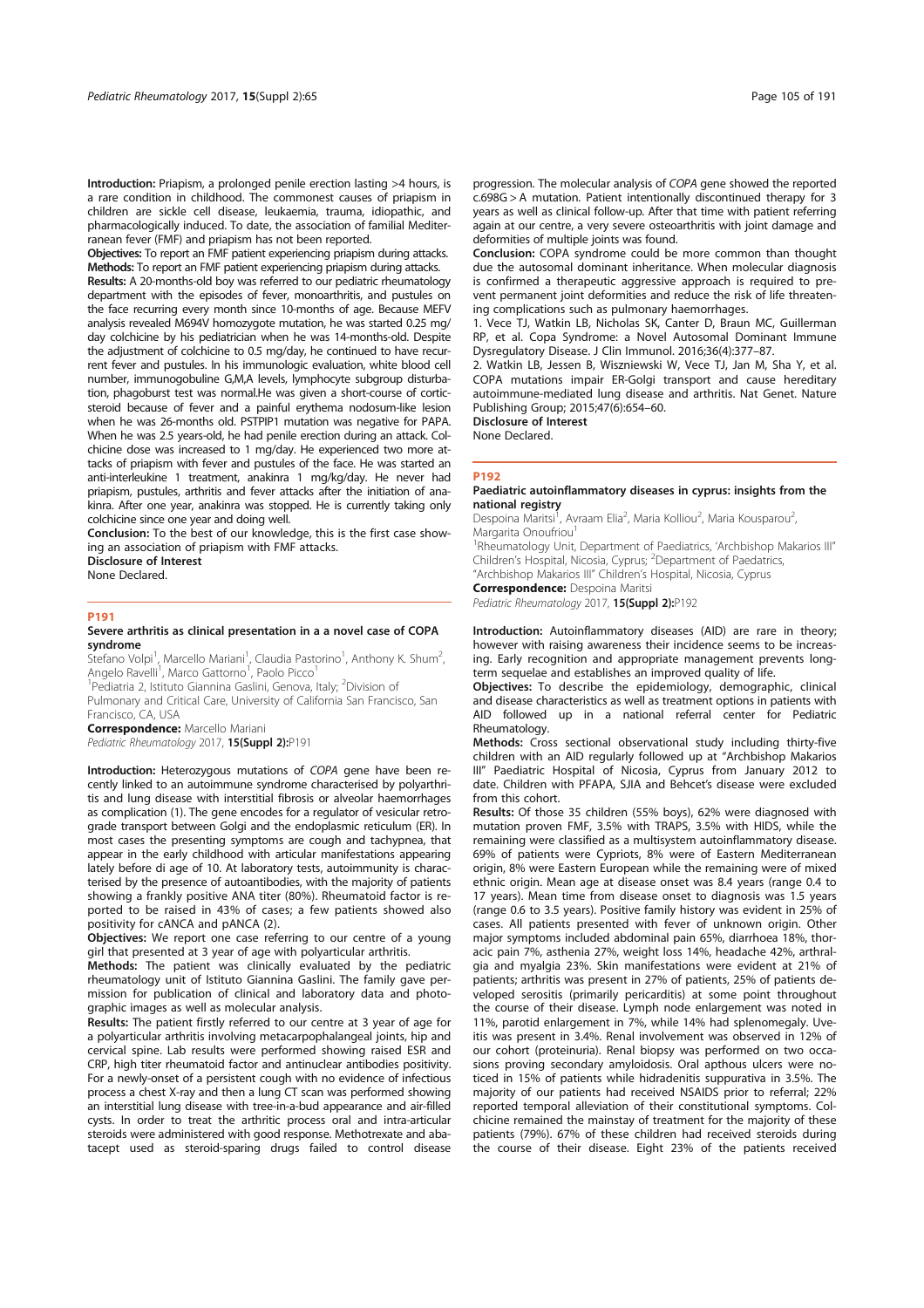**Introduction:** Priapism, a prolonged penile erection lasting >4 hours, is a rare condition in childhood. The commonest causes of priapism in children are sickle cell disease, leukaemia, trauma, idiopathic, and pharmacologically induced. To date, the association of familial Mediterranean fever (FMF) and priapism has not been reported.

**Objectives:** To report an FMF patient experiencing priapism during attacks.

**Methods:** To report an FMF patient experiencing priapism during attacks.

**Results:** A 20-months-old boy was referred to our pediatric rheumatology department with the episodes of fever, monoarthritis, and pustules on the face recurring every month since 10-months of age. Because MEFV analysis revealed M694V homozygote mutation, he was started 0.25 mg/day colchicine by his pediatrician when he was 14-months-old. Despite the adjustment of colchicine to 0.5 mg/day, he continued to have recurrent fever and pustules. In his immunologic evaluation, white blood cell number, immunogobuline G,M,A levels, lymphocyte subgroup disturbation, phagoburst test was normal.He was given a short-course of corticsteroid because of fever and a painful erythema nodosum-like lesion when he was 26-months old. PSTPIP1 mutation was negative for PAPA. When he was 2.5 years-old, he had penile erection during an attack. Colchicine dose was increased to 1 mg/day. He experienced two more attacks of priapism with fever and pustules of the face. He was started an anti-interleukine 1 treatment, anakinra 1 mg/kg/day. He never had priapism, pustules, arthritis and fever attacks after the initiation of anakinra. After one year, anakinra was stopped. He is currently taking only colchicine since one year and doing well.

**Conclusion:** To the best of our knowledge, this is the first case showing an association of priapism with FMF attacks.

**Disclosure of Interest**

None Declared.

## P191

### Severe arthritis as clinical presentation in a a novel case of COPA syndrome

Stefano Volpi[1], Marcello Mariani[1], Claudia Pastorino[1], Anthony K. Shum[2], Angelo Ravelli[1], Marco Gattorno[1], Paolo Picco[1]

[1]Pediatria 2, Istituto Giannina Gaslini, Genova, Italy; [2]Division of Pulmonary and Critical Care, University of California San Francisco, San Francisco, CA, USA

**Correspondence:** Marcello Mariani

*Pediatric Rheumatology* 2017, **15(Suppl 2):**P191

**Introduction:** Heterozygous mutations of *COPA* gene have been recently linked to an autoimmune syndrome characterised by polyarthritis and lung disease with interstitial fibrosis or alveolar haemorrhages as complication (1). The gene encodes for a regulator of vesicular retrograde transport between Golgi and the endoplasmic reticulum (ER). In most cases the presenting symptoms are cough and tachypnea, that appear in the early childhood with articular manifestations appearing lately before di age of 10. At laboratory tests, autoimmunity is characterised by the presence of autoantibodies, with the majority of patients showing a frankly positive ANA titer (80%). Rheumatoid factor is reported to be raised in 43% of cases; a few patients showed also positivity for cANCA and pANCA (2).

**Objectives:** We report one case referring to our centre of a young girl that presented at 3 year of age with polyarticular arthritis.

**Methods:** The patient was clinically evaluated by the pediatric rheumatology unit of Istituto Giannina Gaslini. The family gave permission for publication of clinical and laboratory data and photographic images as well as molecular analysis.

**Results:** The patient firstly referred to our centre at 3 year of age for a polyarticular arthritis involving metacarpophalangeal joints, hip and cervical spine. Lab results were performed showing raised ESR and CRP, high titer rheumatoid factor and antinuclear antibodies positivity. For a newly-onset of a persistent cough with no evidence of infectious process a chest X-ray and then a lung CT scan was performed showing an interstitial lung disease with tree-in-a-bud appearance and air-filled cysts. In order to treat the arthritic process oral and intra-articular steroids were administered with good response. Methotrexate and abatacept used as steroid-sparing drugs failed to control disease progression. The molecular analysis of *COPA* gene showed the reported c.698G > A mutation. Patient intentionally discontinued therapy for 3 years as well as clinical follow-up. After that time with patient referring again at our centre, a very severe osteoarthritis with joint damage and deformities of multiple joints was found.

**Conclusion:** COPA syndrome could be more common than thought due the autosomal dominant inheritance. When molecular diagnosis is confirmed a therapeutic aggressive approach is required to prevent permanent joint deformities and reduce the risk of life threatening complications such as pulmonary haemorrhages.

1. Vece TJ, Watkin LB, Nicholas SK, Canter D, Braun MC, Guillerman RP, et al. Copa Syndrome: a Novel Autosomal Dominant Immune Dysregulatory Disease. J Clin Immunol. 2016;36(4):377–87.
2. Watkin LB, Jessen B, Wiszniewski W, Vece TJ, Jan M, Sha Y, et al. COPA mutations impair ER-Golgi transport and cause hereditary autoimmune-mediated lung disease and arthritis. Nat Genet. Nature Publishing Group; 2015;47(6):654–60.

**Disclosure of Interest**

None Declared.

## P192

### Paediatric autoinflammatory diseases in cyprus: insights from the national registry

Despoina Maritsi[1], Avraam Elia[2], Maria Kolliou[2], Maria Kousparou[2], Margarita Onoufriou[1]

[1]Rheumatology Unit, Department of Paediatrics, 'Archbishop Makarios III" Children's Hospital, Nicosia, Cyprus; [2]Department of Paedatrics, "Archbishop Makarios III" Children's Hospital, Nicosia, Cyprus

**Correspondence:** Despoina Maritsi

*Pediatric Rheumatology* 2017, **15(Suppl 2):**P192

**Introduction:** Autoinflammatory diseases (AID) are rare in theory; however with raising awareness their incidence seems to be increasing. Early recognition and appropriate management prevents long-term sequelae and establishes an improved quality of life.

**Objectives:** To describe the epidemiology, demographic, clinical and disease characteristics as well as treatment options in patients with AID followed up in a national referral center for Pediatric Rheumatology.

**Methods:** Cross sectional observational study including thirty-five children with an AID regularly followed up at "Archbishop Makarios III" Paediatric Hospital of Nicosia, Cyprus from January 2012 to date. Children with PFAPA, SJIA and Behcet's disease were excluded from this cohort.

**Results:** Of those 35 children (55% boys), 62% were diagnosed with mutation proven FMF, 3.5% with TRAPS, 3.5% with HIDS, while the remaining were classified as a multisystem autoinflammatory disease. 69% of patients were Cypriots, 8% were of Eastern Mediterranean origin, 8% were Eastern European while the remaining were of mixed ethnic origin. Mean age at disease onset was 8.4 years (range 0.4 to 17 years). Mean time from disease onset to diagnosis was 1.5 years (range 0.6 to 3.5 years). Positive family history was evident in 25% of cases. All patients presented with fever of unknown origin. Other major symptoms included abdominal pain 65%, diarrhoea 18%, thoracic pain 7%, asthenia 27%, weight loss 14%, headache 42%, arthralgia and myalgia 23%. Skin manifestations were evident at 21% of patients; arthritis was present in 27% of patients, 25% of patients developed serositis (primarily pericarditis) at some point throughout the course of their disease. Lymph node enlargement was noted in 11%, parotid enlargement in 7%, while 14% had splenomegaly. Uveitis was present in 3.4%. Renal involvement was observed in 12% of our cohort (proteinuria). Renal biopsy was performed on two occasions proving secondary amyloidosis. Oral apthous ulcers were noticed in 15% of patients while hidradenitis suppurativa in 3.5%. The majority of our patients had received NSAIDS prior to referral; 22% reported temporal alleviation of their constitutional symptoms. Colchicine remained the mainstay of treatment for the majority of these patients (79%). 67% of these children had received steroids during the course of their disease. Eight 23% of the patients received